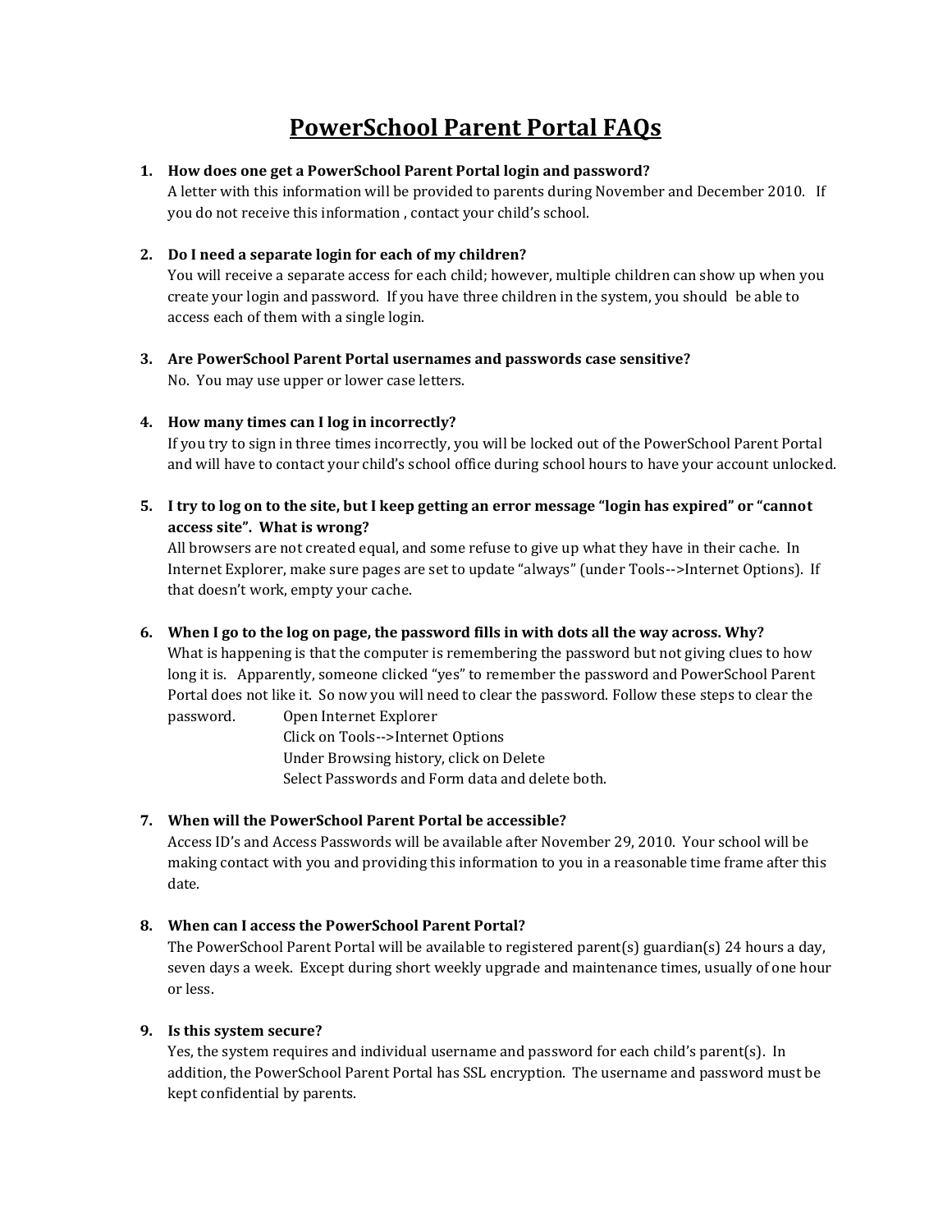# PowerSchool Parent Portal FAQs

1. **How does one get a PowerSchool Parent Portal login and password?**
   A letter with this information will be provided to parents during November and December 2010. If you do not receive this information , contact your child's school.

2. **Do I need a separate login for each of my children?**
   You will receive a separate access for each child; however, multiple children can show up when you create your login and password. If you have three children in the system, you should be able to access each of them with a single login.

3. **Are PowerSchool Parent Portal usernames and passwords case sensitive?**
   No. You may use upper or lower case letters.

4. **How many times can I log in incorrectly?**
   If you try to sign in three times incorrectly, you will be locked out of the PowerSchool Parent Portal and will have to contact your child's school office during school hours to have your account unlocked.

5. **I try to log on to the site, but I keep getting an error message "login has expired" or "cannot access site". What is wrong?**
   All browsers are not created equal, and some refuse to give up what they have in their cache. In Internet Explorer, make sure pages are set to update "always" (under Tools-->Internet Options). If that doesn't work, empty your cache.

6. **When I go to the log on page, the password fills in with dots all the way across. Why?**
   What is happening is that the computer is remembering the password but not giving clues to how long it is. Apparently, someone clicked "yes" to remember the password and PowerSchool Parent Portal does not like it. So now you will need to clear the password. Follow these steps to clear the password.
   - Open Internet Explorer
   - Click on Tools-->Internet Options
   - Under Browsing history, click on Delete
   - Select Passwords and Form data and delete both.

7. **When will the PowerSchool Parent Portal be accessible?**
   Access ID's and Access Passwords will be available after November 29, 2010. Your school will be making contact with you and providing this information to you in a reasonable time frame after this date.

8. **When can I access the PowerSchool Parent Portal?**
   The PowerSchool Parent Portal will be available to registered parent(s) guardian(s) 24 hours a day, seven days a week. Except during short weekly upgrade and maintenance times, usually of one hour or less.

9. **Is this system secure?**
   Yes, the system requires and individual username and password for each child's parent(s). In addition, the PowerSchool Parent Portal has SSL encryption. The username and password must be kept confidential by parents.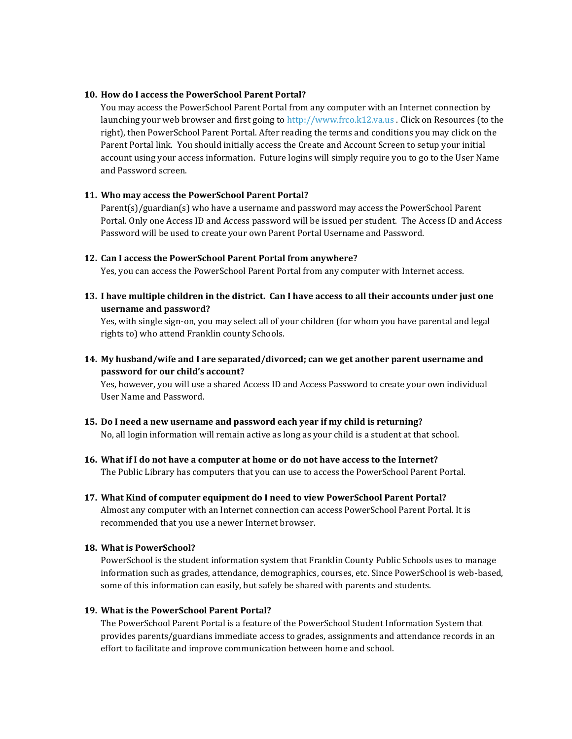10. **How do I access the PowerSchool Parent Portal?**
    You may access the PowerSchool Parent Portal from any computer with an Internet connection by launching your web browser and first going to http://www.frco.k12.va.us . Click on Resources (to the right), then PowerSchool Parent Portal. After reading the terms and conditions you may click on the Parent Portal link. You should initially access the Create and Account Screen to setup your initial account using your access information. Future logins will simply require you to go to the User Name and Password screen.

11. **Who may access the PowerSchool Parent Portal?**
    Parent(s)/guardian(s) who have a username and password may access the PowerSchool Parent Portal. Only one Access ID and Access password will be issued per student. The Access ID and Access Password will be used to create your own Parent Portal Username and Password.

12. **Can I access the PowerSchool Parent Portal from anywhere?**
    Yes, you can access the PowerSchool Parent Portal from any computer with Internet access.

13. **I have multiple children in the district. Can I have access to all their accounts under just one username and password?**
    Yes, with single sign-on, you may select all of your children (for whom you have parental and legal rights to) who attend Franklin county Schools.

14. **My husband/wife and I are separated/divorced; can we get another parent username and password for our child's account?**
    Yes, however, you will use a shared Access ID and Access Password to create your own individual User Name and Password.

15. **Do I need a new username and password each year if my child is returning?**
    No, all login information will remain active as long as your child is a student at that school.

16. **What if I do not have a computer at home or do not have access to the Internet?**
    The Public Library has computers that you can use to access the PowerSchool Parent Portal.

17. **What Kind of computer equipment do I need to view PowerSchool Parent Portal?**
    Almost any computer with an Internet connection can access PowerSchool Parent Portal. It is recommended that you use a newer Internet browser.

18. **What is PowerSchool?**
    PowerSchool is the student information system that Franklin County Public Schools uses to manage information such as grades, attendance, demographics, courses, etc. Since PowerSchool is web-based, some of this information can easily, but safely be shared with parents and students.

19. **What is the PowerSchool Parent Portal?**
    The PowerSchool Parent Portal is a feature of the PowerSchool Student Information System that provides parents/guardians immediate access to grades, assignments and attendance records in an effort to facilitate and improve communication between home and school.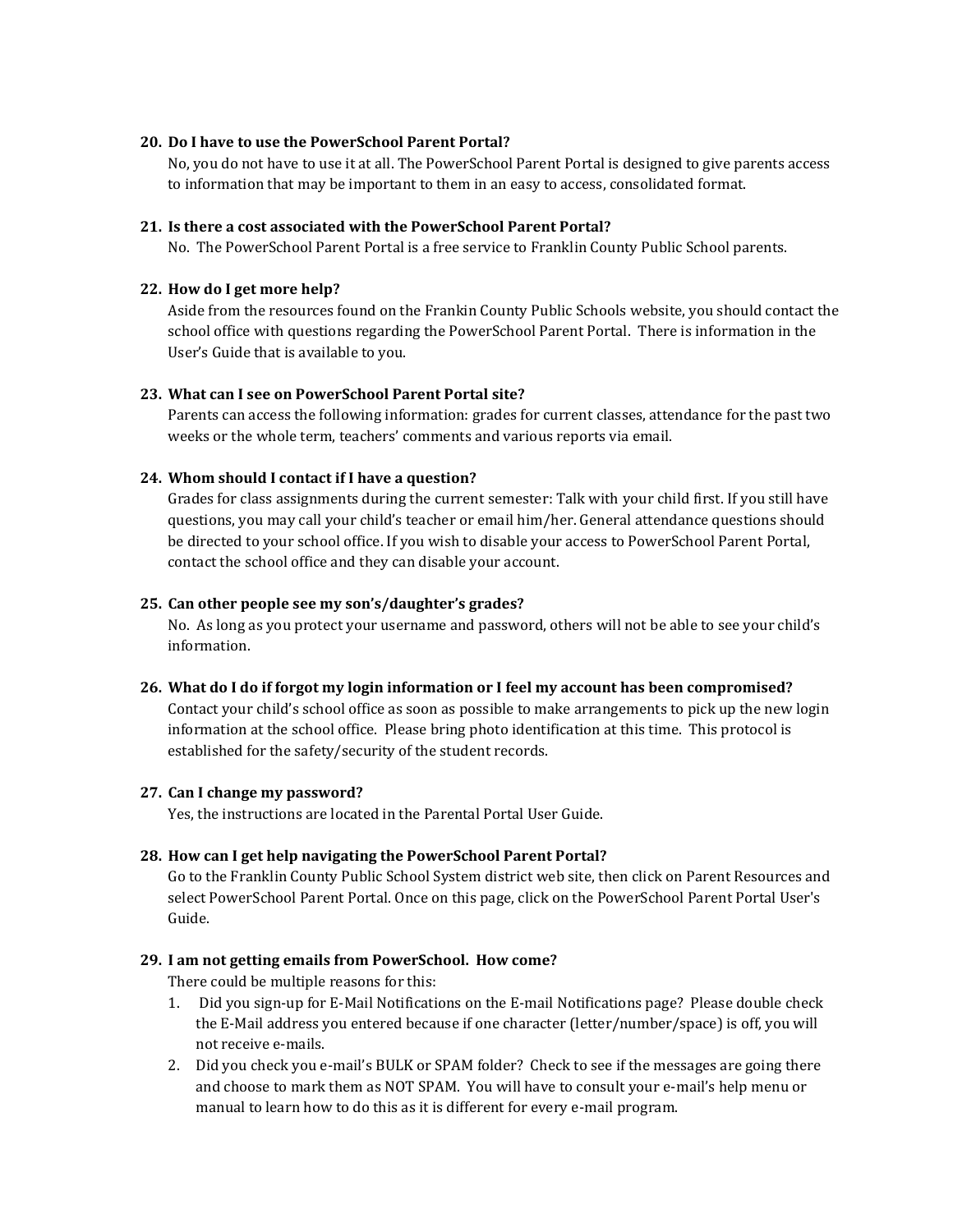**20. Do I have to use the PowerSchool Parent Portal?**

No, you do not have to use it at all. The PowerSchool Parent Portal is designed to give parents access to information that may be important to them in an easy to access, consolidated format.

**21. Is there a cost associated with the PowerSchool Parent Portal?**

No. The PowerSchool Parent Portal is a free service to Franklin County Public School parents.

**22. How do I get more help?**

Aside from the resources found on the Frankin County Public Schools website, you should contact the school office with questions regarding the PowerSchool Parent Portal. There is information in the User's Guide that is available to you.

**23. What can I see on PowerSchool Parent Portal site?**

Parents can access the following information: grades for current classes, attendance for the past two weeks or the whole term, teachers' comments and various reports via email.

**24. Whom should I contact if I have a question?**

Grades for class assignments during the current semester: Talk with your child first. If you still have questions, you may call your child's teacher or email him/her. General attendance questions should be directed to your school office. If you wish to disable your access to PowerSchool Parent Portal, contact the school office and they can disable your account.

**25. Can other people see my son's/daughter's grades?**

No. As long as you protect your username and password, others will not be able to see your child's information.

**26. What do I do if forgot my login information or I feel my account has been compromised?**

Contact your child's school office as soon as possible to make arrangements to pick up the new login information at the school office. Please bring photo identification at this time. This protocol is established for the safety/security of the student records.

**27. Can I change my password?**

Yes, the instructions are located in the Parental Portal User Guide.

**28. How can I get help navigating the PowerSchool Parent Portal?**

Go to the Franklin County Public School System district web site, then click on Parent Resources and select PowerSchool Parent Portal. Once on this page, click on the PowerSchool Parent Portal User's Guide.

**29. I am not getting emails from PowerSchool. How come?**

There could be multiple reasons for this:

1. Did you sign-up for E-Mail Notifications on the E-mail Notifications page? Please double check the E-Mail address you entered because if one character (letter/number/space) is off, you will not receive e-mails.
2. Did you check you e-mail's BULK or SPAM folder? Check to see if the messages are going there and choose to mark them as NOT SPAM. You will have to consult your e-mail's help menu or manual to learn how to do this as it is different for every e-mail program.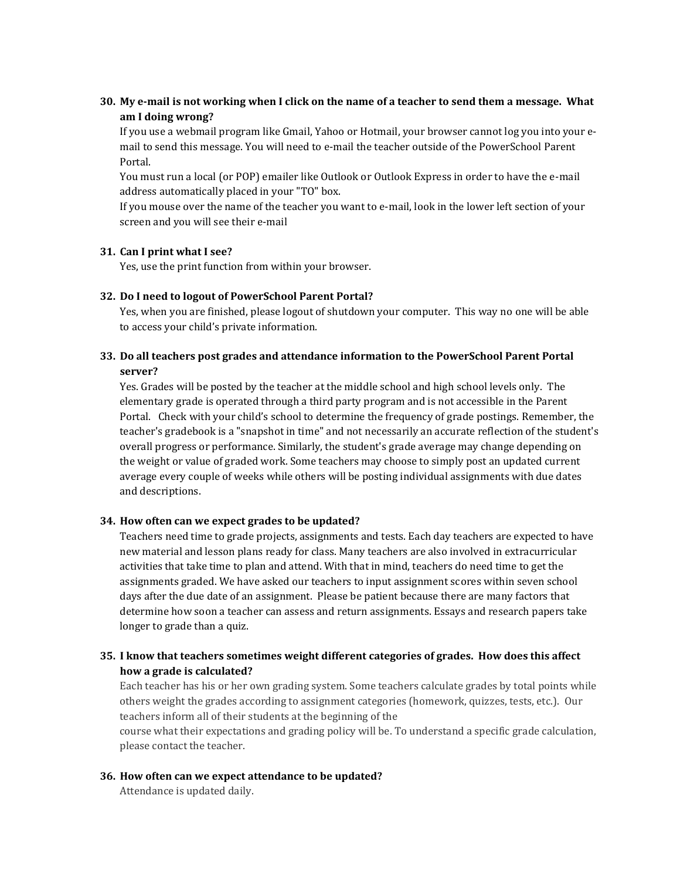30. **My e-mail is not working when I click on the name of a teacher to send them a message. What am I doing wrong?**
    If you use a webmail program like Gmail, Yahoo or Hotmail, your browser cannot log you into your e-mail to send this message. You will need to e-mail the teacher outside of the PowerSchool Parent Portal.
    You must run a local (or POP) emailer like Outlook or Outlook Express in order to have the e-mail address automatically placed in your "TO" box.
    If you mouse over the name of the teacher you want to e-mail, look in the lower left section of your screen and you will see their e-mail

31. **Can I print what I see?**
    Yes, use the print function from within your browser.

32. **Do I need to logout of PowerSchool Parent Portal?**
    Yes, when you are finished, please logout of shutdown your computer. This way no one will be able to access your child's private information.

33. **Do all teachers post grades and attendance information to the PowerSchool Parent Portal server?**
    Yes. Grades will be posted by the teacher at the middle school and high school levels only. The elementary grade is operated through a third party program and is not accessible in the Parent Portal. Check with your child's school to determine the frequency of grade postings. Remember, the teacher's gradebook is a "snapshot in time" and not necessarily an accurate reflection of the student's overall progress or performance. Similarly, the student's grade average may change depending on the weight or value of graded work. Some teachers may choose to simply post an updated current average every couple of weeks while others will be posting individual assignments with due dates and descriptions.

34. **How often can we expect grades to be updated?**
    Teachers need time to grade projects, assignments and tests. Each day teachers are expected to have new material and lesson plans ready for class. Many teachers are also involved in extracurricular activities that take time to plan and attend. With that in mind, teachers do need time to get the assignments graded. We have asked our teachers to input assignment scores within seven school days after the due date of an assignment. Please be patient because there are many factors that determine how soon a teacher can assess and return assignments. Essays and research papers take longer to grade than a quiz.

35. **I know that teachers sometimes weight different categories of grades. How does this affect how a grade is calculated?**
    Each teacher has his or her own grading system. Some teachers calculate grades by total points while others weight the grades according to assignment categories (homework, quizzes, tests, etc.). Our teachers inform all of their students at the beginning of the
    course what their expectations and grading policy will be. To understand a specific grade calculation, please contact the teacher.

36. **How often can we expect attendance to be updated?**
    Attendance is updated daily.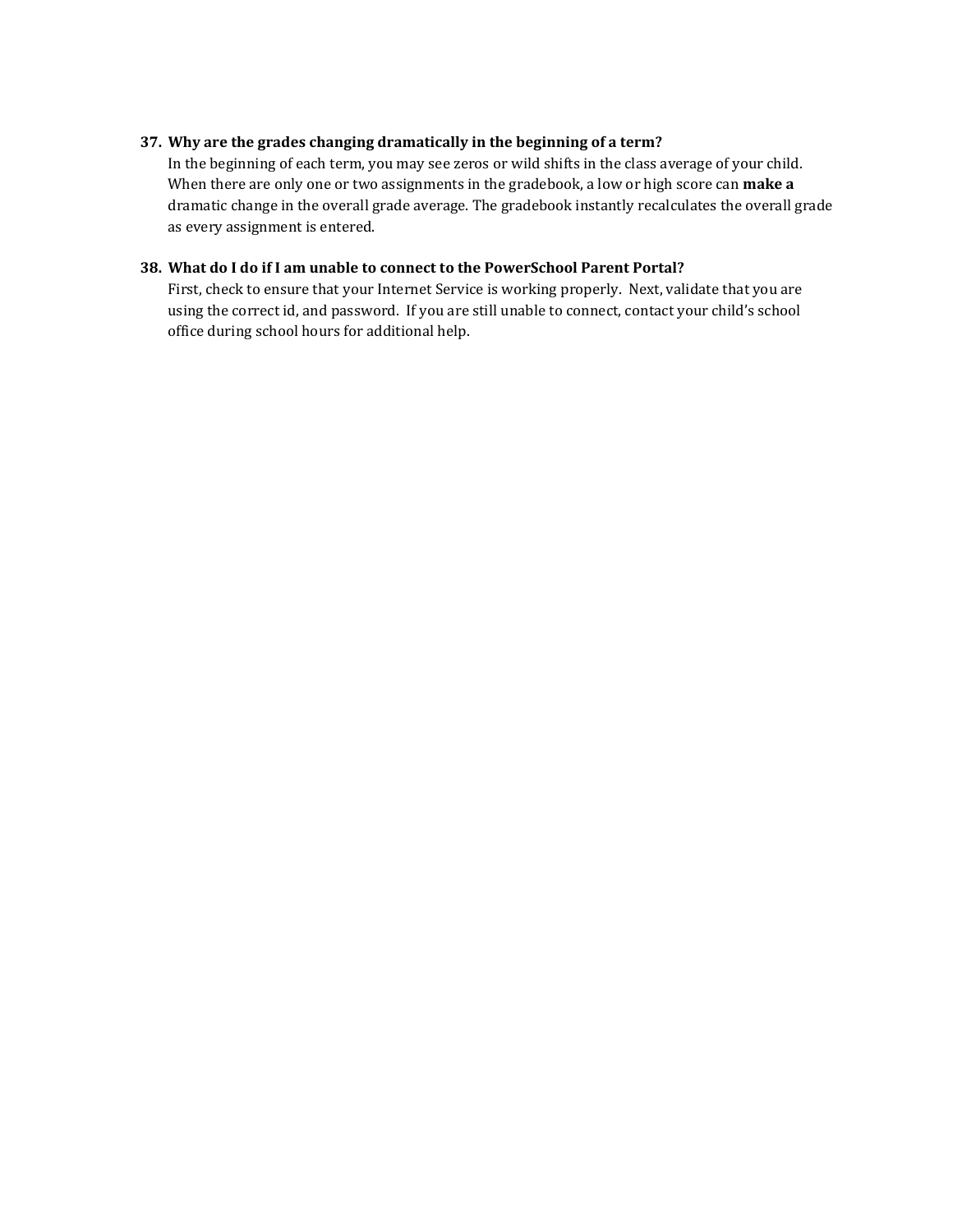37. **Why are the grades changing dramatically in the beginning of a term?**
    In the beginning of each term, you may see zeros or wild shifts in the class average of your child. When there are only one or two assignments in the gradebook, a low or high score can **make a** dramatic change in the overall grade average. The gradebook instantly recalculates the overall grade as every assignment is entered.

38. **What do I do if I am unable to connect to the PowerSchool Parent Portal?**
    First, check to ensure that your Internet Service is working properly. Next, validate that you are using the correct id, and password. If you are still unable to connect, contact your child's school office during school hours for additional help.